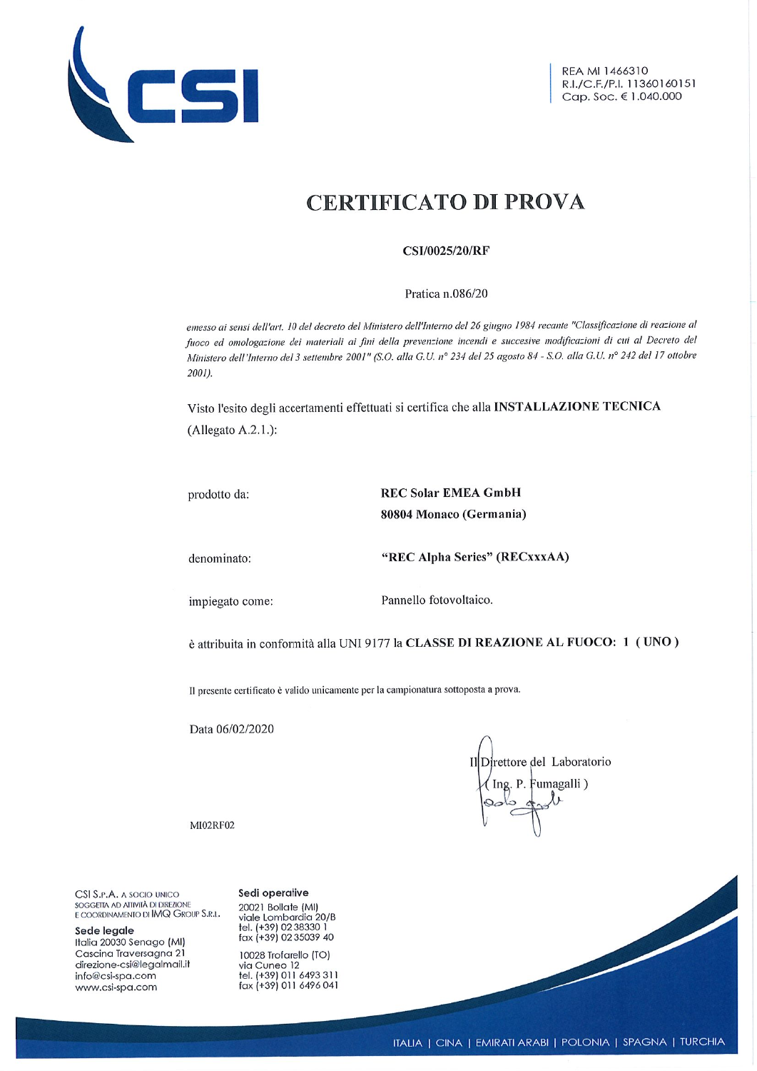CSI

REA MI 1466310
R.I./C.F./P.I. 11360160151
Cap. Soc. € 1.040.000

# CERTIFICATO DI PROVA

**CSI/0025/20/RF**

Pratica n.086/20

*emesso ai sensi dell'art. 10 del decreto del Ministero dell'Interno del 26 giugno 1984 recante "Classificazione di reazione al fuoco ed omologazione dei materiali ai fini della prevenzione incendi e succesive modificazioni di cui al Decreto del Ministero dell'Interno del 3 settembre 2001" (S.O. alla G.U. n° 234 del 25 agosto 84 - S.O. alla G.U. n° 242 del 17 ottobre 2001).*

Visto l'esito degli accertamenti effettuati si certifica che alla **INSTALLAZIONE TECNICA** (Allegato A.2.1.):

| | |
|---|---|
| prodotto da: | **REC Solar EMEA GmbH**<br>**80804 Monaco (Germania)** |
| denominato: | **"REC Alpha Series" (RECxxxAA)** |
| impiegato come: | Pannello fotovoltaico. |

è attribuita in conformità alla UNI 9177 la **CLASSE DI REAZIONE AL FUOCO: 1 ( UNO )**

Il presente certificato è valido unicamente per la campionatura sottoposta a prova.

Data 06/02/2020

Il Direttore del Laboratorio
( Ing. P. Fumagalli )

MI02RF02

CSI S.p.A. a socio unico soggetta ad attività di direzione e coordinamento di IMQ Group S.r.l.

**Sede legale**
Italia 20030 Senago (MI)
Cascina Traversagna 21
direzione-csi@legalmail.it
info@csi-spa.com
www.csi-spa.com

**Sedi operative**
20021 Bollate (MI)
viale Lombardia 20/B
tel. (+39) 02 38330 1
fax (+39) 02 35039 40

10028 Trofarello (TO)
via Cuneo 12
tel. (+39) 011 6493 311
fax (+39) 011 6496 041

ITALIA | CINA | EMIRATI ARABI | POLONIA | SPAGNA | TURCHIA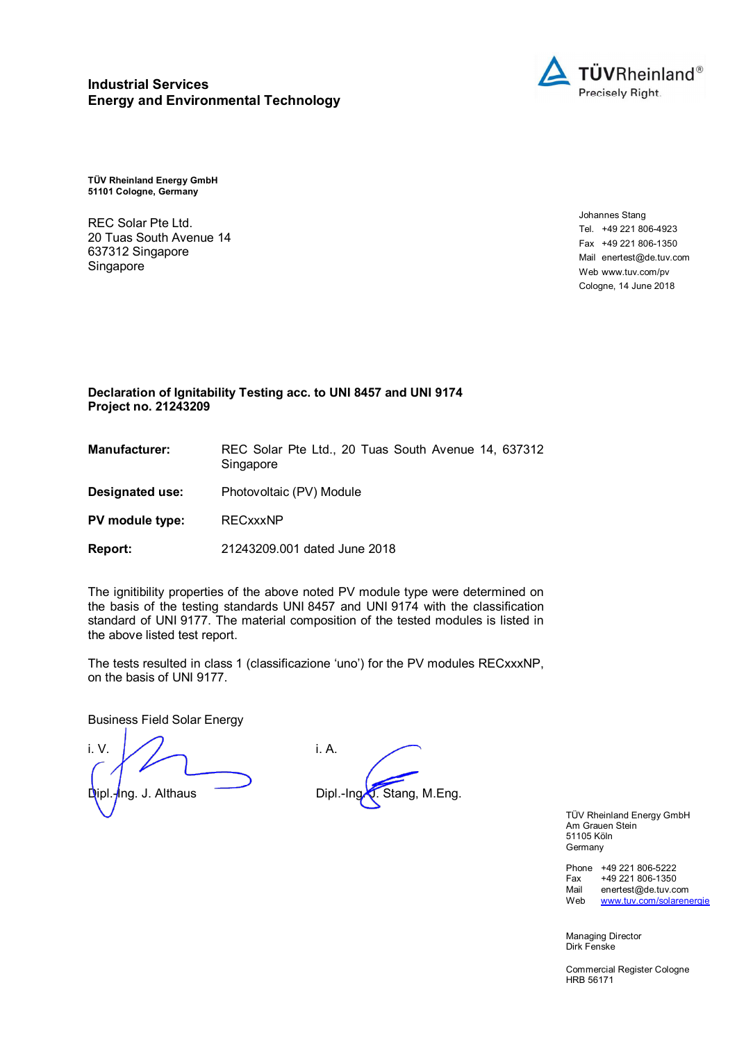**Industrial Services**
**Energy and Environmental Technology**

TÜVRheinland®
Precisely Right.

**TÜV Rheinland Energy GmbH**
**51101 Cologne, Germany**

REC Solar Pte Ltd.
20 Tuas South Avenue 14
637312 Singapore
Singapore

Johannes Stang
Tel. +49 221 806-4923
Fax +49 221 806-1350
Mail enertest@de.tuv.com
Web www.tuv.com/pv
Cologne, 14 June 2018

**Declaration of Ignitability Testing acc. to UNI 8457 and UNI 9174**
**Project no. 21243209**

| | |
|---|---|
| **Manufacturer:** | REC Solar Pte Ltd., 20 Tuas South Avenue 14, 637312 Singapore |
| **Designated use:** | Photovoltaic (PV) Module |
| **PV module type:** | RECxxxNP |
| **Report:** | 21243209.001 dated June 2018 |

The ignitibility properties of the above noted PV module type were determined on the basis of the testing standards UNI 8457 and UNI 9174 with the classification standard of UNI 9177. The material composition of the tested modules is listed in the above listed test report.

The tests resulted in class 1 (classificazione 'uno') for the PV modules RECxxxNP, on the basis of UNI 9177.

Business Field Solar Energy

i. V.

Dipl.-Ing. J. Althaus

i. A.

Dipl.-Ing. J. Stang, M.Eng.

TÜV Rheinland Energy GmbH
Am Grauen Stein
51105 Köln
Germany

Phone +49 221 806-5222
Fax +49 221 806-1350
Mail enertest@de.tuv.com
Web www.tuv.com/solarenergie

Managing Director
Dirk Fenske

Commercial Register Cologne
HRB 56171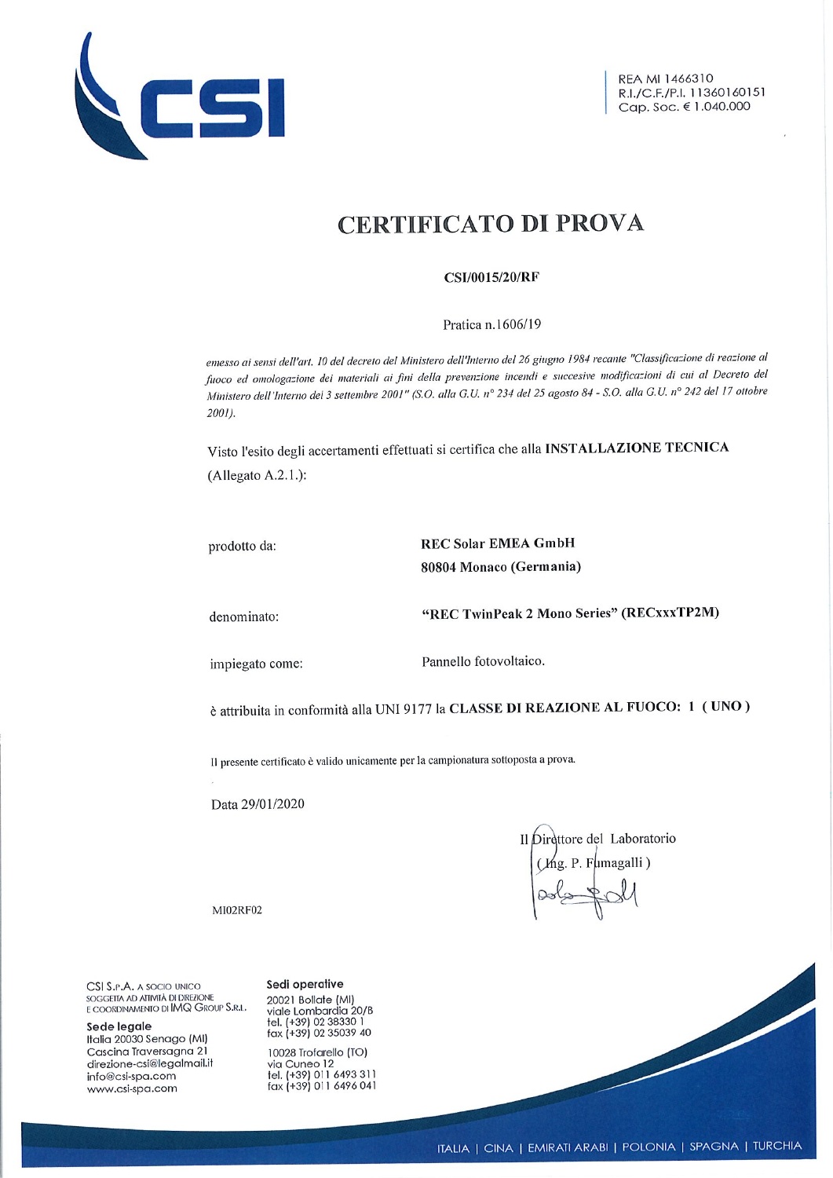CSI

REA MI 1466310
R.I./C.F./P.I. 11360160151
Cap. Soc. € 1.040.000

# CERTIFICATO DI PROVA

**CSI/0015/20/RF**

Pratica n.1606/19

*emesso ai sensi dell'art. 10 del decreto del Ministero dell'Interno del 26 giugno 1984 recante "Classificazione di reazione al fuoco ed omologazione dei materiali ai fini della prevenzione incendi e succesive modificazioni di cui al Decreto del Ministero dell'Interno del 3 settembre 2001" (S.O. alla G.U. n° 234 del 25 agosto 84 - S.O. alla G.U. n° 242 del 17 ottobre 2001).*

Visto l'esito degli accertamenti effettuati si certifica che alla **INSTALLAZIONE TECNICA** (Allegato A.2.1.):

prodotto da: **REC Solar EMEA GmbH**
**80804 Monaco (Germania)**

denominato: **"REC TwinPeak 2 Mono Series" (RECxxxTP2M)**

impiegato come: Pannello fotovoltaico.

è attribuita in conformità alla UNI 9177 la **CLASSE DI REAZIONE AL FUOCO: 1 ( UNO )**

Il presente certificato è valido unicamente per la campionatura sottoposta a prova.

Data 29/01/2020

Il Direttore del Laboratorio
( Ing. P. Fumagalli )

MI02RF02

CSI S.P.A. A SOCIO UNICO
SOGGETTA AD ATTIVITÀ DI DIREZIONE E COORDINAMENTO DI IMQ GROUP S.R.L.

**Sede legale**
Italia 20030 Senago (MI)
Cascina Traversagna 21
direzione-csi@legalmail.it
info@csi-spa.com
www.csi-spa.com

**Sedi operative**
20021 Bollate (MI)
viale Lombardia 20/B
tel. (+39) 02 38330 1
fax (+39) 02 35039 40

10028 Trofarello (TO)
via Cuneo 12
tel. (+39) 011 6493 311
fax (+39) 011 6496 041

ITALIA | CINA | EMIRATI ARABI | POLONIA | SPAGNA | TURCHIA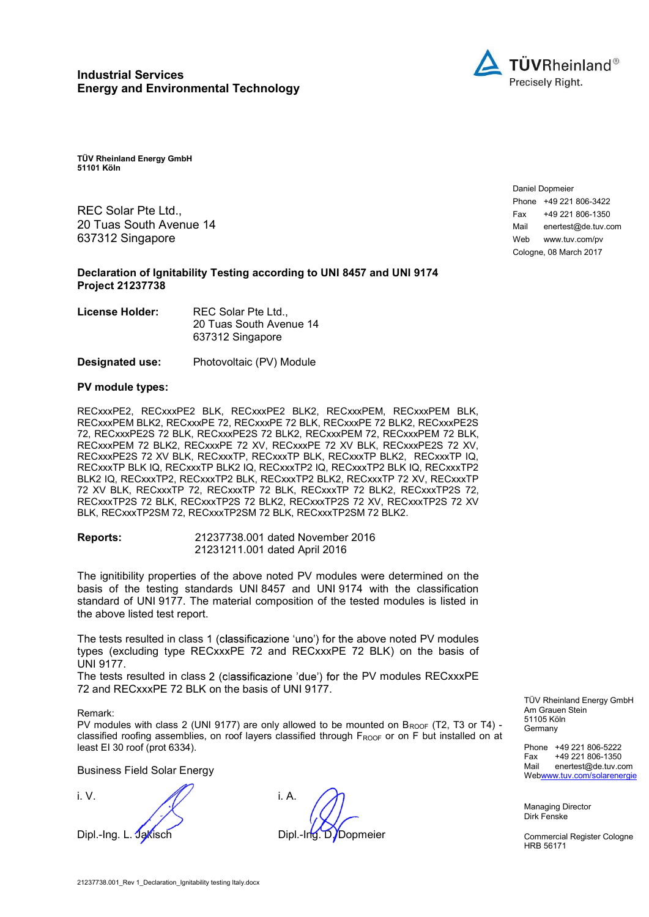**Industrial Services**
**Energy and Environmental Technology**

TÜVRheinland®
Precisely Right.

**TÜV Rheinland Energy GmbH**
**51101 Köln**

REC Solar Pte Ltd.,
20 Tuas South Avenue 14
637312 Singapore

Daniel Dopmeier
Phone +49 221 806-3422
Fax +49 221 806-1350
Mail enertest@de.tuv.com
Web www.tuv.com/pv
Cologne, 08 March 2017

**Declaration of Ignitability Testing according to UNI 8457 and UNI 9174**
**Project 21237738**

| | |
|---|---|
| **License Holder:** | REC Solar Pte Ltd., 20 Tuas South Avenue 14 637312 Singapore |
| **Designated use:** | Photovoltaic (PV) Module |

**PV module types:**

RECxxxPE2, RECxxxPE2 BLK, RECxxxPE2 BLK2, RECxxxPEM, RECxxxPEM BLK, RECxxxPEM BLK2, RECxxxPE 72, RECxxxPE 72 BLK, RECxxxPE 72 BLK2, RECxxxPE2S 72, RECxxxPE2S 72 BLK, RECxxxPE2S 72 BLK2, RECxxxPEM 72, RECxxxPEM 72 BLK, RECxxxPEM 72 BLK2, RECxxxPE 72 XV, RECxxxPE 72 XV BLK, RECxxxPE2S 72 XV, RECxxxPE2S 72 XV BLK, RECxxxTP, RECxxxTP BLK, RECxxxTP BLK2, RECxxxTP IQ, RECxxxTP BLK IQ, RECxxxTP BLK2 IQ, RECxxxTP2 IQ, RECxxxTP2 BLK IQ, RECxxxTP2 BLK2 IQ, RECxxxTP2, RECxxxTP2 BLK, RECxxxTP2 BLK2, RECxxxTP 72 XV, RECxxxTP 72 XV BLK, RECxxxTP 72, RECxxxTP 72 BLK, RECxxxTP 72 BLK2, RECxxxTP2S 72, RECxxxTP2S 72 BLK, RECxxxTP2S 72 BLK2, RECxxxTP2S 72 XV, RECxxxTP2S 72 XV BLK, RECxxxTP2SM 72, RECxxxTP2SM 72 BLK, RECxxxTP2SM 72 BLK2.

| | |
|---|---|
| **Reports:** | 21237738.001 dated November 2016<br>21231211.001 dated April 2016 |

The ignitibility properties of the above noted PV modules were determined on the basis of the testing standards UNI 8457 and UNI 9174 with the classification standard of UNI 9177. The material composition of the tested modules is listed in the above listed test report.

The tests resulted in class 1 (classificazione 'uno') for the above noted PV modules types (excluding type RECxxxPE 72 and RECxxxPE 72 BLK) on the basis of UNI 9177.
The tests resulted in class 2 (classificazione 'due') for the PV modules RECxxxPE 72 and RECxxxPE 72 BLK on the basis of UNI 9177.

Remark:
PV modules with class 2 (UNI 9177) are only allowed to be mounted on $B_{ROOF}$ (T2, T3 or T4) - classified roofing assemblies, on roof layers classified through $F_{ROOF}$ or on F but installed on at least EI 30 roof (prot 6334).

Business Field Solar Energy

i. V.

Dipl.-Ing. L. Jakisch

i. A.

Dipl.-Ing. D. Dopmeier

TÜV Rheinland Energy GmbH
Am Grauen Stein
51105 Köln
Germany

Phone +49 221 806-5222
Fax +49 221 806-1350
Mail enertest@de.tuv.com
Web www.tuv.com/solarenergie

Managing Director
Dirk Fenske

Commercial Register Cologne
HRB 56171

21237738.001_Rev 1_Declaration_Ignitability testing Italy.docx